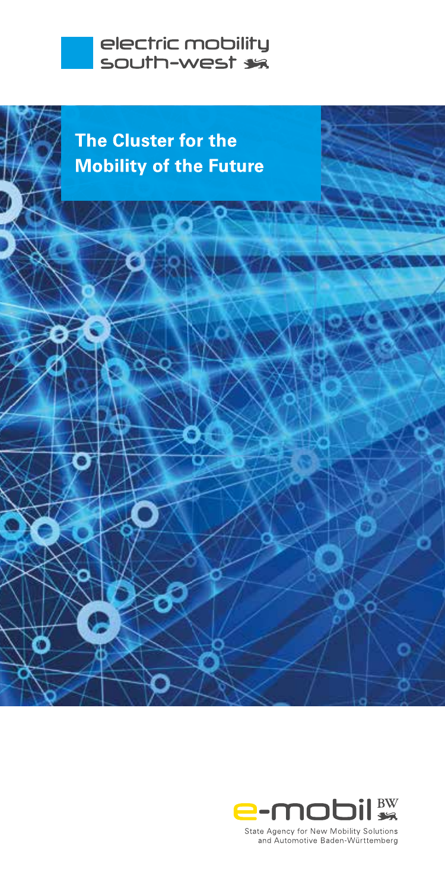electric mobility
south-west

# The Cluster for the Mobility of the Future

e-mobil BW

State Agency for New Mobility Solutions and Automotive Baden-Württemberg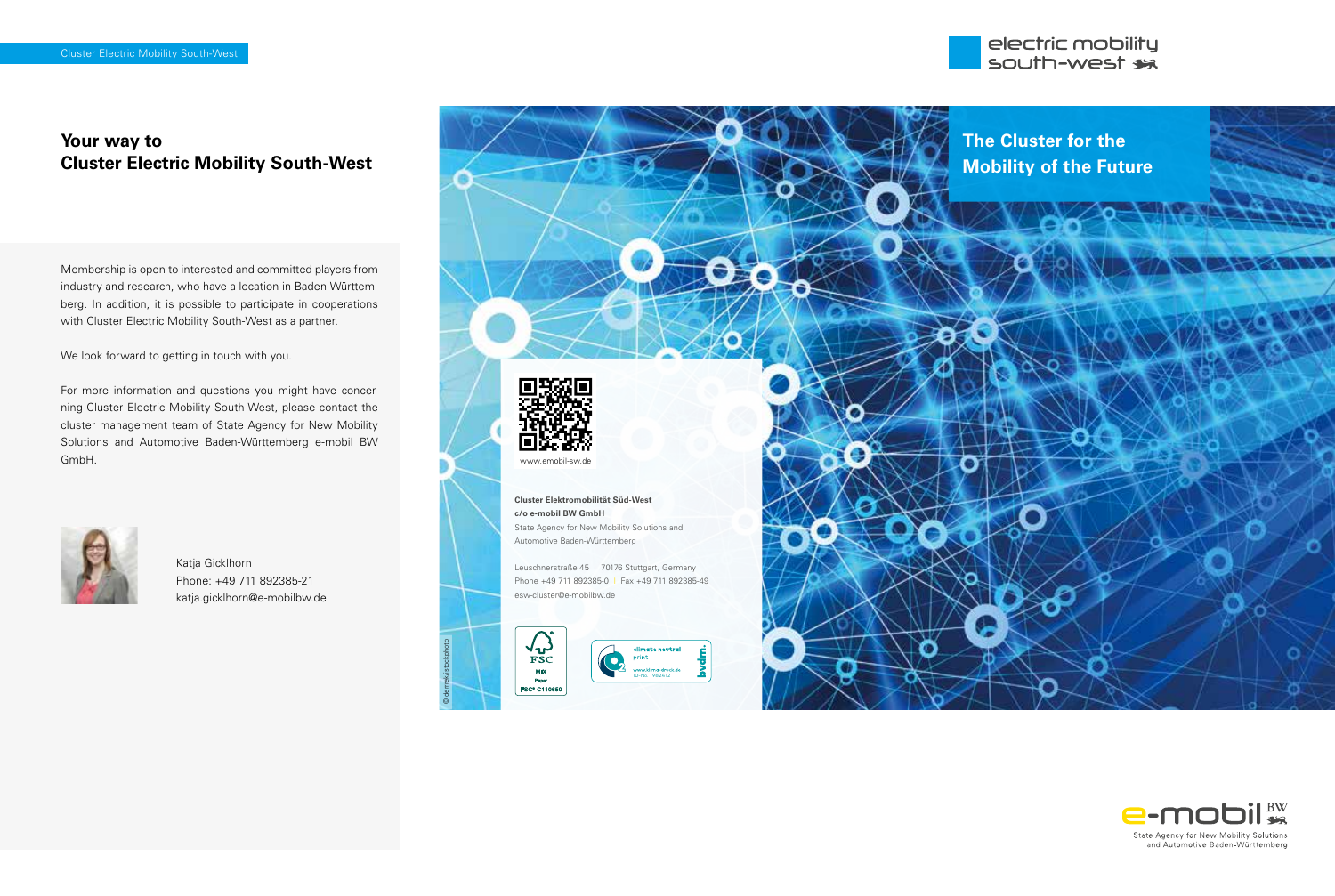Cluster Electric Mobility South-West

## Your way to Cluster Electric Mobility South-West

Membership is open to interested and committed players from industry and research, who have a location in Baden-Württemberg. In addition, it is possible to participate in cooperations with Cluster Electric Mobility South-West as a partner.

We look forward to getting in touch with you.

For more information and questions you might have concerning Cluster Electric Mobility South-West, please contact the cluster management team of State Agency for New Mobility Solutions and Automotive Baden-Württemberg e-mobil BW GmbH.

Katja Gicklhorn
Phone: +49 711 892385-21
katja.gicklhorn@e-mobilbw.de

www.emobil-sw.de

**Cluster Elektromobilität Süd-West**
**c/o e-mobil BW GmbH**
State Agency for New Mobility Solutions and Automotive Baden-Württemberg

Leuschnerstraße 45 | 70176 Stuttgart, Germany
Phone +49 711 892385-0 | Fax +49 711 892385-49
esw-cluster@e-mobilbw.de

FSC MIX Paper FSC® C110650

climate neutral print www.klima-druck.de ID-No. 1982412 bvdm.

© demeks/istockphoto

electric mobility south-west

## The Cluster for the Mobility of the Future

e-mobil BW
State Agency for New Mobility Solutions and Automotive Baden-Württemberg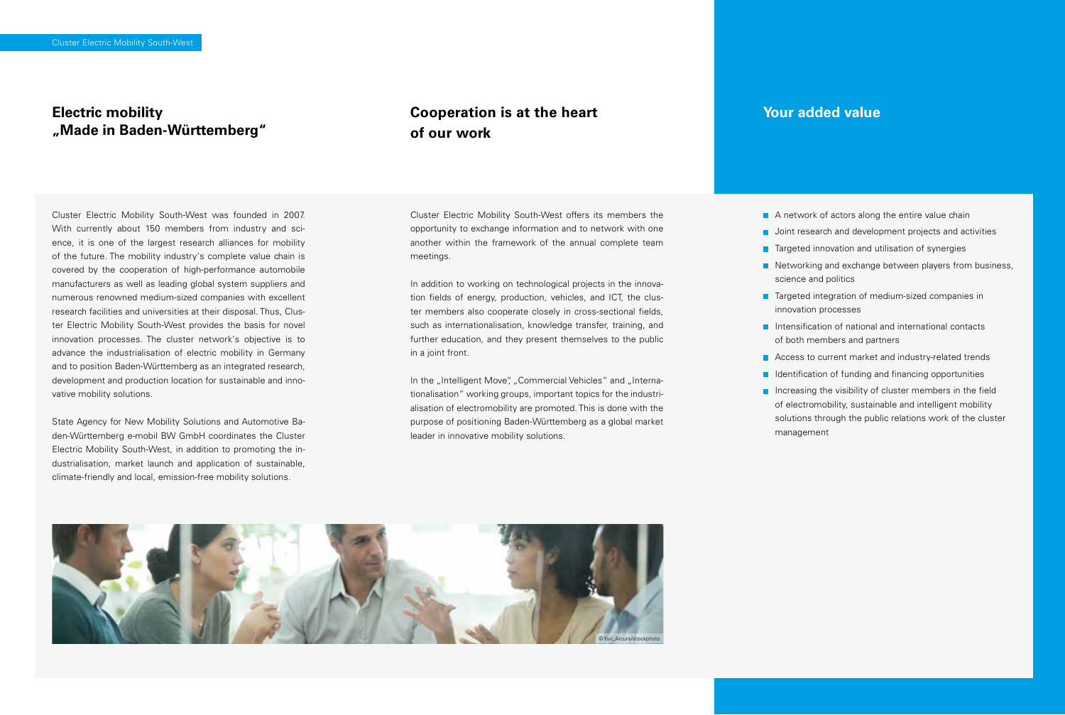## Electric mobility „Made in Baden-Württemberg"

Cluster Electric Mobility South-West was founded in 2007. With currently about 150 members from industry and science, it is one of the largest research alliances for mobility of the future. The mobility industry's complete value chain is covered by the cooperation of high-performance automobile manufacturers as well as leading global system suppliers and numerous renowned medium-sized companies with excellent research facilities and universities at their disposal. Thus, Cluster Electric Mobility South-West provides the basis for novel innovation processes. The cluster network's objective is to advance the industrialisation of electric mobility in Germany and to position Baden-Württemberg as an integrated research, development and production location for sustainable and innovative mobility solutions.

State Agency for New Mobility Solutions and Automotive Baden-Württemberg e-mobil BW GmbH coordinates the Cluster Electric Mobility South-West, in addition to promoting the industrialisation, market launch and application of sustainable, climate-friendly and local, emission-free mobility solutions.

## Cooperation is at the heart of our work

Cluster Electric Mobility South-West offers its members the opportunity to exchange information and to network with one another within the framework of the annual complete team meetings.

In addition to working on technological projects in the innovation fields of energy, production, vehicles, and ICT, the cluster members also cooperate closely in cross-sectional fields, such as internationalisation, knowledge transfer, training, and further education, and they present themselves to the public in a joint front.

In the „Intelligent Move", „Commercial Vehicles" and „Internationalisation" working groups, important topics for the industrialisation of electromobility are promoted. This is done with the purpose of positioning Baden-Württemberg as a global market leader in innovative mobility solutions.

© Yuri_Arcurs/istockphoto

## Your added value

- A network of actors along the entire value chain
- Joint research and development projects and activities
- Targeted innovation and utilisation of synergies
- Networking and exchange between players from business, science and politics
- Targeted integration of medium-sized companies in innovation processes
- Intensification of national and international contacts of both members and partners
- Access to current market and industry-related trends
- Identification of funding and financing opportunities
- Increasing the visibility of cluster members in the field of electromobility, sustainable and intelligent mobility solutions through the public relations work of the cluster management